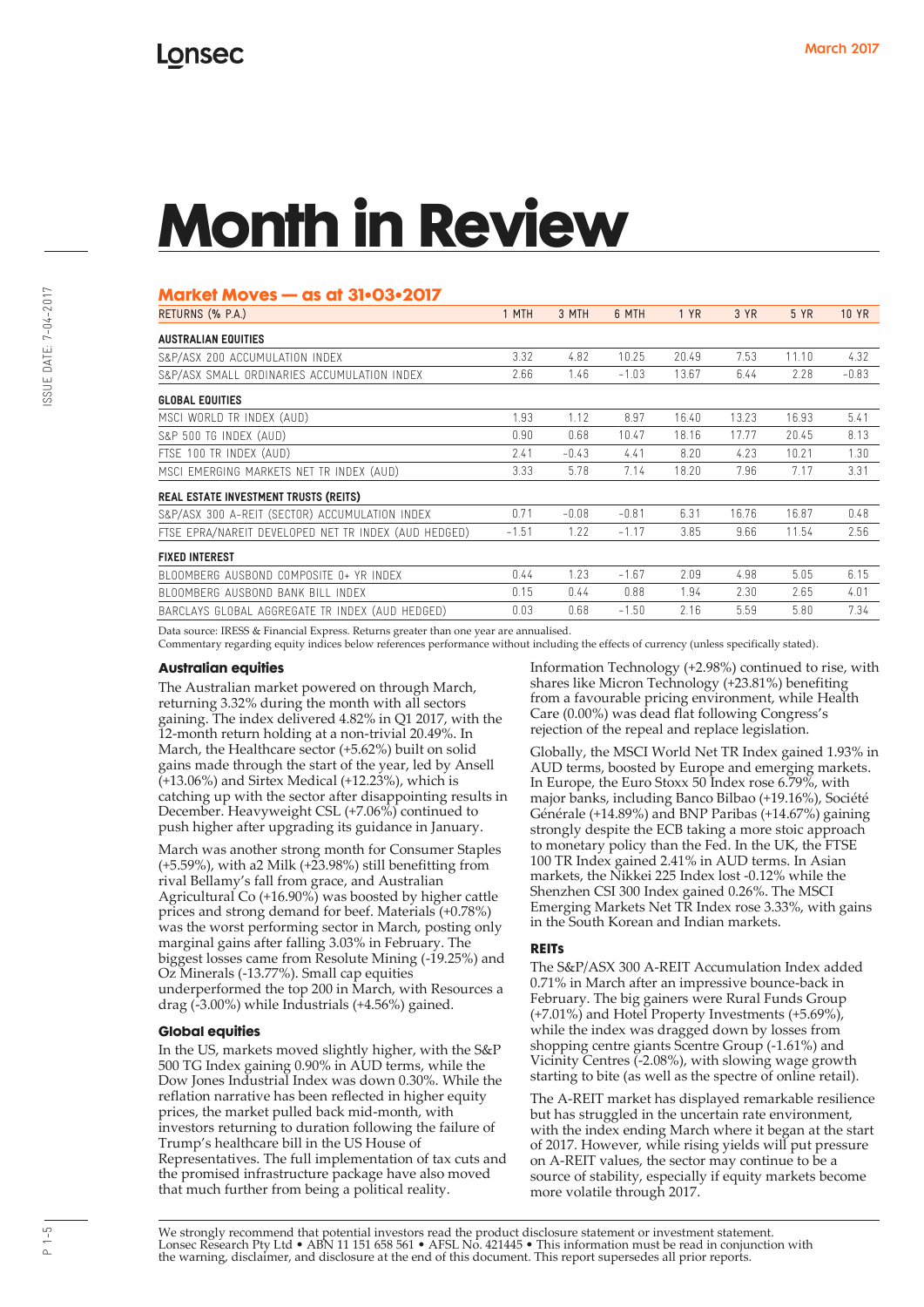# Month in Review

## Market Moves — as at 31•03•2017

| RETURNS (% P.A.) | 1 MTH | 3 MTH | 6 MTH | 1 YR | 3 YR | 5 YR | 10 YR |
|---|---|---|---|---|---|---|---|
| **AUSTRALIAN EQUITIES** | | | | | | | |
| S&P/ASX 200 ACCUMULATION INDEX | 3.32 | 4.82 | 10.25 | 20.49 | 7.53 | 11.10 | 4.32 |
| S&P/ASX SMALL ORDINARIES ACCUMULATION INDEX | 2.66 | 1.46 | −1.03 | 13.67 | 6.44 | 2.28 | −0.83 |
| **GLOBAL EQUITIES** | | | | | | | |
| MSCI WORLD TR INDEX (AUD) | 1.93 | 1.12 | 8.97 | 16.40 | 13.23 | 16.93 | 5.41 |
| S&P 500 TG INDEX (AUD) | 0.90 | 0.68 | 10.47 | 18.16 | 17.77 | 20.45 | 8.13 |
| FTSE 100 TR INDEX (AUD) | 2.41 | −0.43 | 4.41 | 8.20 | 4.23 | 10.21 | 1.30 |
| MSCI EMERGING MARKETS NET TR INDEX (AUD) | 3.33 | 5.78 | 7.14 | 18.20 | 7.96 | 7.17 | 3.31 |
| **REAL ESTATE INVESTMENT TRUSTS (REITS)** | | | | | | | |
| S&P/ASX 300 A-REIT (SECTOR) ACCUMULATION INDEX | 0.71 | −0.08 | −0.81 | 6.31 | 16.76 | 16.87 | 0.48 |
| FTSE EPRA/NAREIT DEVELOPED NET TR INDEX (AUD HEDGED) | −1.51 | 1.22 | −1.17 | 3.85 | 9.66 | 11.54 | 2.56 |
| **FIXED INTEREST** | | | | | | | |
| BLOOMBERG AUSBOND COMPOSITE 0+ YR INDEX | 0.44 | 1.23 | −1.67 | 2.09 | 4.98 | 5.05 | 6.15 |
| BLOOMBERG AUSBOND BANK BILL INDEX | 0.15 | 0.44 | 0.88 | 1.94 | 2.30 | 2.65 | 4.01 |
| BARCLAYS GLOBAL AGGREGATE TR INDEX (AUD HEDGED) | 0.03 | 0.68 | −1.50 | 2.16 | 5.59 | 5.80 | 7.34 |

Data source: IRESS & Financial Express. Returns greater than one year are annualised.
Commentary regarding equity indices below references performance without including the effects of currency (unless specifically stated).

### Australian equities

The Australian market powered on through March, returning 3.32% during the month with all sectors gaining. The index delivered 4.82% in Q1 2017, with the 12-month return holding at a non-trivial 20.49%. In March, the Healthcare sector (+5.62%) built on solid gains made through the start of the year, led by Ansell (+13.06%) and Sirtex Medical (+12.23%), which is catching up with the sector after disappointing results in December. Heavyweight CSL (+7.06%) continued to push higher after upgrading its guidance in January.

March was another strong month for Consumer Staples (+5.59%), with a2 Milk (+23.98%) still benefitting from rival Bellamy's fall from grace, and Australian Agricultural Co (+16.90%) was boosted by higher cattle prices and strong demand for beef. Materials (+0.78%) was the worst performing sector in March, posting only marginal gains after falling 3.03% in February. The biggest losses came from Resolute Mining (-19.25%) and Oz Minerals (-13.77%). Small cap equities underperformed the top 200 in March, with Resources a drag (-3.00%) while Industrials (+4.56%) gained.

### Global equities

In the US, markets moved slightly higher, with the S&P 500 TG Index gaining 0.90% in AUD terms, while the Dow Jones Industrial Index was down 0.30%. While the reflation narrative has been reflected in higher equity prices, the market pulled back mid-month, with investors returning to duration following the failure of Trump's healthcare bill in the US House of Representatives. The full implementation of tax cuts and the promised infrastructure package have also moved that much further from being a political reality.

Information Technology (+2.98%) continued to rise, with shares like Micron Technology (+23.81%) benefiting from a favourable pricing environment, while Health Care (0.00%) was dead flat following Congress's rejection of the repeal and replace legislation.

Globally, the MSCI World Net TR Index gained 1.93% in AUD terms, boosted by Europe and emerging markets. In Europe, the Euro Stoxx 50 Index rose 6.79%, with major banks, including Banco Bilbao (+19.16%), Société Générale (+14.89%) and BNP Paribas (+14.67%) gaining strongly despite the ECB taking a more stoic approach to monetary policy than the Fed. In the UK, the FTSE 100 TR Index gained 2.41% in AUD terms. In Asian markets, the Nikkei 225 Index lost -0.12% while the Shenzhen CSI 300 Index gained 0.26%. The MSCI Emerging Markets Net TR Index rose 3.33%, with gains in the South Korean and Indian markets.

### REITs

The S&P/ASX 300 A-REIT Accumulation Index added 0.71% in March after an impressive bounce-back in February. The big gainers were Rural Funds Group (+7.01%) and Hotel Property Investments (+5.69%), while the index was dragged down by losses from shopping centre giants Scentre Group (-1.61%) and Vicinity Centres (-2.08%), with slowing wage growth starting to bite (as well as the spectre of online retail).

The A-REIT market has displayed remarkable resilience but has struggled in the uncertain rate environment, with the index ending March where it began at the start of 2017. However, while rising yields will put pressure on A-REIT values, the sector may continue to be a source of stability, especially if equity markets become more volatile through 2017.

We strongly recommend that potential investors read the product disclosure statement or investment statement.
Lonsec Research Pty Ltd • ABN 11 151 658 561 • AFSL No. 421445 • This information must be read in conjunction with the warning, disclaimer, and disclosure at the end of this document. This report supersedes all prior reports.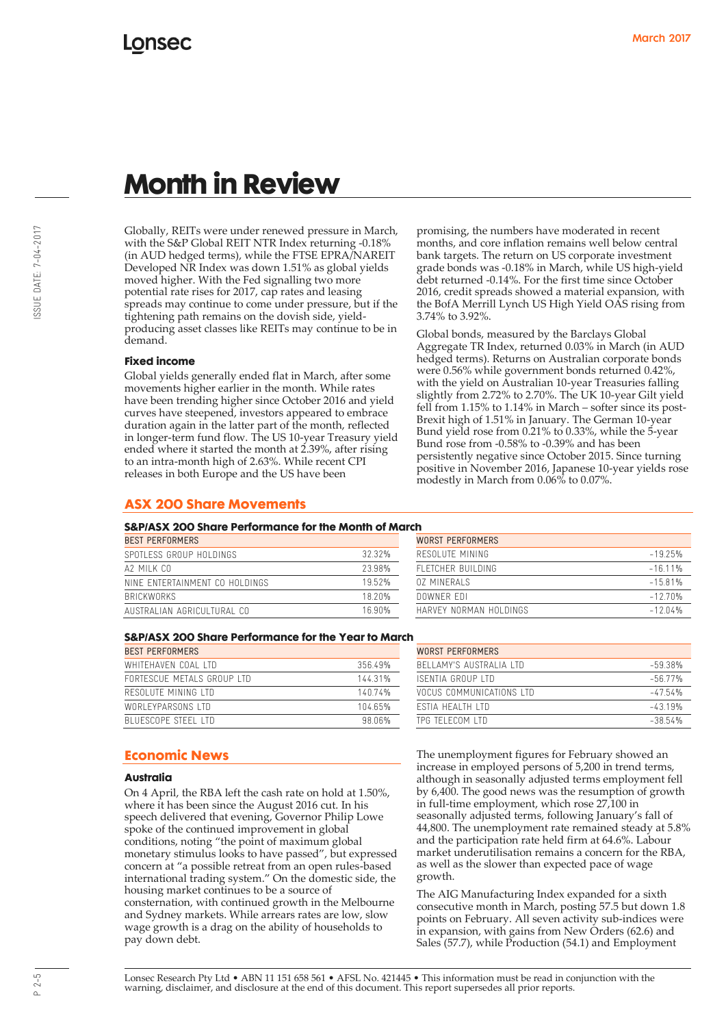# Month in Review

Globally, REITs were under renewed pressure in March, with the S&P Global REIT NTR Index returning -0.18% (in AUD hedged terms), while the FTSE EPRA/NAREIT Developed NR Index was down 1.51% as global yields moved higher. With the Fed signalling two more potential rate rises for 2017, cap rates and leasing spreads may continue to come under pressure, but if the tightening path remains on the dovish side, yield-producing asset classes like REITs may continue to be in demand.

### Fixed income

Global yields generally ended flat in March, after some movements higher earlier in the month. While rates have been trending higher since October 2016 and yield curves have steepened, investors appeared to embrace duration again in the latter part of the month, reflected in longer-term fund flow. The US 10-year Treasury yield ended where it started the month at 2.39%, after rising to an intra-month high of 2.63%. While recent CPI releases in both Europe and the US have been promising, the numbers have moderated in recent months, and core inflation remains well below central bank targets. The return on US corporate investment grade bonds was -0.18% in March, while US high-yield debt returned -0.14%. For the first time since October 2016, credit spreads showed a material expansion, with the BofA Merrill Lynch US High Yield OAS rising from 3.74% to 3.92%.

Global bonds, measured by the Barclays Global Aggregate TR Index, returned 0.03% in March (in AUD hedged terms). Returns on Australian corporate bonds were 0.56% while government bonds returned 0.42%, with the yield on Australian 10-year Treasuries falling slightly from 2.72% to 2.70%. The UK 10-year Gilt yield fell from 1.15% to 1.14% in March – softer since its post-Brexit high of 1.51% in January. The German 10-year Bund yield rose from 0.21% to 0.33%, while the 5-year Bund rose from -0.58% to -0.39% and has been persistently negative since October 2015. Since turning positive in November 2016, Japanese 10-year yields rose modestly in March from 0.06% to 0.07%.

## ASX 200 Share Movements

### S&P/ASX 200 Share Performance for the Month of March

| BEST PERFORMERS | |
|---|---|
| SPOTLESS GROUP HOLDINGS | 32.32% |
| A2 MILK CO | 23.98% |
| NINE ENTERTAINMENT CO HOLDINGS | 19.52% |
| BRICKWORKS | 18.20% |
| AUSTRALIAN AGRICULTURAL CO | 16.90% |

| WORST PERFORMERS | |
|---|---|
| RESOLUTE MINING | -19.25% |
| FLETCHER BUILDING | -16.11% |
| OZ MINERALS | -15.81% |
| DOWNER EDI | -12.70% |
| HARVEY NORMAN HOLDINGS | -12.04% |

### S&P/ASX 200 Share Performance for the Year to March

| BEST PERFORMERS | |
|---|---|
| WHITEHAVEN COAL LTD | 356.49% |
| FORTESCUE METALS GROUP LTD | 144.31% |
| RESOLUTE MINING LTD | 140.74% |
| WORLEYPARSONS LTD | 104.65% |
| BLUESCOPE STEEL LTD | 98.06% |

| WORST PERFORMERS | |
|---|---|
| BELLAMY'S AUSTRALIA LTD | -59.38% |
| ISENTIA GROUP LTD | -56.77% |
| VOCUS COMMUNICATIONS LTD | -47.54% |
| ESTIA HEALTH LTD | -43.19% |
| TPG TELECOM LTD | -38.54% |

## Economic News

### Australia

On 4 April, the RBA left the cash rate on hold at 1.50%, where it has been since the August 2016 cut. In his speech delivered that evening, Governor Philip Lowe spoke of the continued improvement in global conditions, noting "the point of maximum global monetary stimulus looks to have passed", but expressed concern at "a possible retreat from an open rules-based international trading system." On the domestic side, the housing market continues to be a source of consternation, with continued growth in the Melbourne and Sydney markets. While arrears rates are low, slow wage growth is a drag on the ability of households to pay down debt.

The unemployment figures for February showed an increase in employed persons of 5,200 in trend terms, although in seasonally adjusted terms employment fell by 6,400. The good news was the resumption of growth in full-time employment, which rose 27,100 in seasonally adjusted terms, following January's fall of 44,800. The unemployment rate remained steady at 5.8% and the participation rate held firm at 64.6%. Labour market underutilisation remains a concern for the RBA, as well as the slower than expected pace of wage growth.

The AIG Manufacturing Index expanded for a sixth consecutive month in March, posting 57.5 but down 1.8 points on February. All seven activity sub-indices were in expansion, with gains from New Orders (62.6) and Sales (57.7), while Production (54.1) and Employment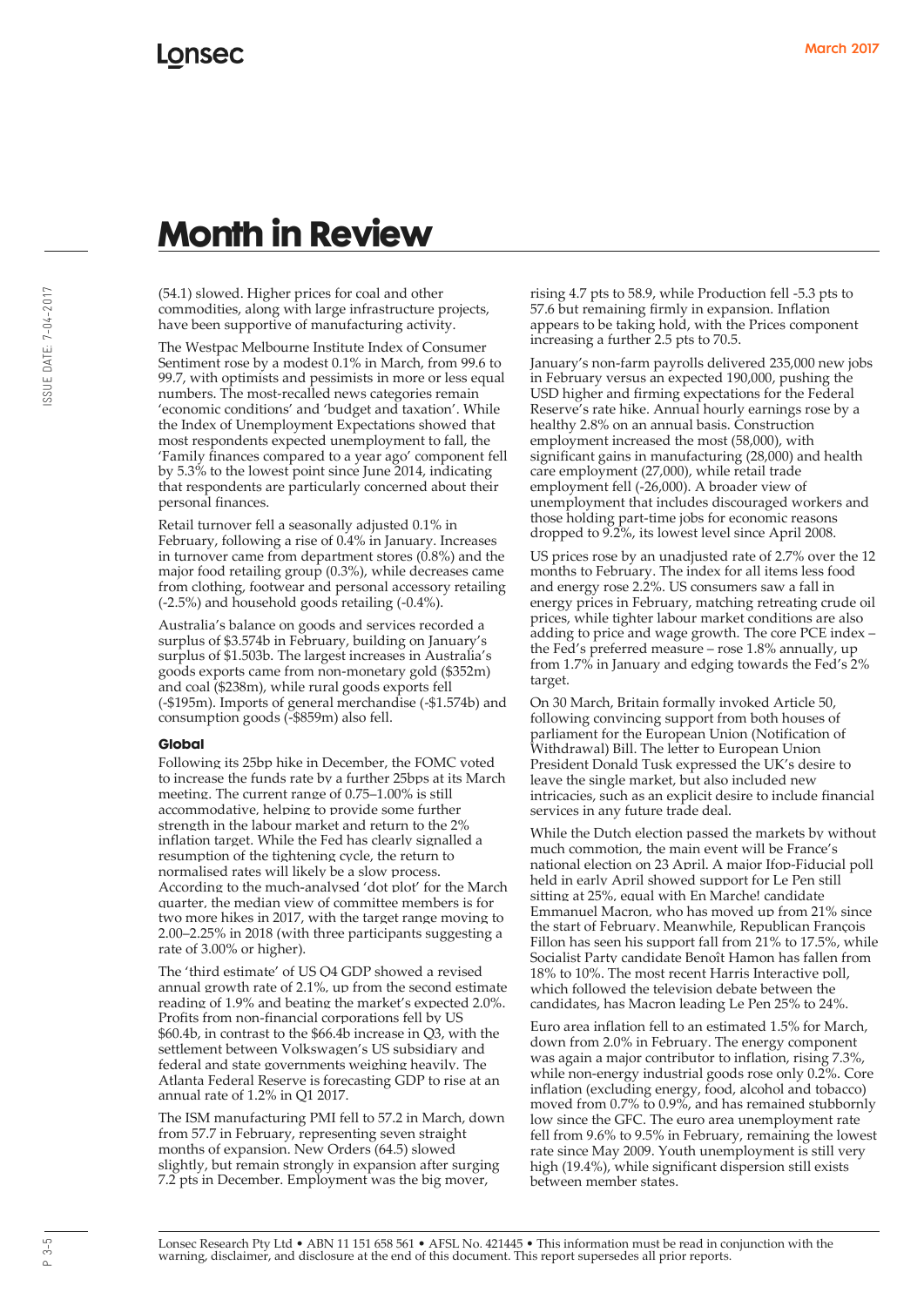# Month in Review

(54.1) slowed. Higher prices for coal and other commodities, along with large infrastructure projects, have been supportive of manufacturing activity.

The Westpac Melbourne Institute Index of Consumer Sentiment rose by a modest 0.1% in March, from 99.6 to 99.7, with optimists and pessimists in more or less equal numbers. The most-recalled news categories remain 'economic conditions' and 'budget and taxation'. While the Index of Unemployment Expectations showed that most respondents expected unemployment to fall, the 'Family finances compared to a year ago' component fell by 5.3% to the lowest point since June 2014, indicating that respondents are particularly concerned about their personal finances.

Retail turnover fell a seasonally adjusted 0.1% in February, following a rise of 0.4% in January. Increases in turnover came from department stores (0.8%) and the major food retailing group (0.3%), while decreases came from clothing, footwear and personal accessory retailing (-2.5%) and household goods retailing (-0.4%).

Australia's balance on goods and services recorded a surplus of $3.574b in February, building on January's surplus of $1.503b. The largest increases in Australia's goods exports came from non-monetary gold ($352m) and coal ($238m), while rural goods exports fell (-$195m). Imports of general merchandise (-$1.574b) and consumption goods (-$859m) also fell.

### Global

Following its 25bp hike in December, the FOMC voted to increase the funds rate by a further 25bps at its March meeting. The current range of 0.75–1.00% is still accommodative, helping to provide some further strength in the labour market and return to the 2% inflation target. While the Fed has clearly signalled a resumption of the tightening cycle, the return to normalised rates will likely be a slow process. According to the much-analysed 'dot plot' for the March quarter, the median view of committee members is for two more hikes in 2017, with the target range moving to 2.00–2.25% in 2018 (with three participants suggesting a rate of 3.00% or higher).

The 'third estimate' of US Q4 GDP showed a revised annual growth rate of 2.1%, up from the second estimate reading of 1.9% and beating the market's expected 2.0%. Profits from non-financial corporations fell by US $60.4b, in contrast to the $66.4b increase in Q3, with the settlement between Volkswagen's US subsidiary and federal and state governments weighing heavily. The Atlanta Federal Reserve is forecasting GDP to rise at an annual rate of 1.2% in Q1 2017.

The ISM manufacturing PMI fell to 57.2 in March, down from 57.7 in February, representing seven straight months of expansion. New Orders (64.5) slowed slightly, but remain strongly in expansion after surging 7.2 pts in December. Employment was the big mover, rising 4.7 pts to 58.9, while Production fell -5.3 pts to 57.6 but remaining firmly in expansion. Inflation appears to be taking hold, with the Prices component increasing a further 2.5 pts to 70.5.

January's non-farm payrolls delivered 235,000 new jobs in February versus an expected 190,000, pushing the USD higher and firming expectations for the Federal Reserve's rate hike. Annual hourly earnings rose by a healthy 2.8% on an annual basis. Construction employment increased the most (58,000), with significant gains in manufacturing (28,000) and health care employment (27,000), while retail trade employment fell (-26,000). A broader view of unemployment that includes discouraged workers and those holding part-time jobs for economic reasons dropped to 9.2%, its lowest level since April 2008.

US prices rose by an unadjusted rate of 2.7% over the 12 months to February. The index for all items less food and energy rose 2.2%. US consumers saw a fall in energy prices in February, matching retreating crude oil prices, while tighter labour market conditions are also adding to price and wage growth. The core PCE index – the Fed's preferred measure – rose 1.8% annually, up from 1.7% in January and edging towards the Fed's 2% target.

On 30 March, Britain formally invoked Article 50, following convincing support from both houses of parliament for the European Union (Notification of Withdrawal) Bill. The letter to European Union President Donald Tusk expressed the UK's desire to leave the single market, but also included new intricacies, such as an explicit desire to include financial services in any future trade deal.

While the Dutch election passed the markets by without much commotion, the main event will be France's national election on 23 April. A major Ifop-Fiducial poll held in early April showed support for Le Pen still sitting at 25%, equal with En Marche! candidate Emmanuel Macron, who has moved up from 21% since the start of February. Meanwhile, Republican François Fillon has seen his support fall from 21% to 17.5%, while Socialist Party candidate Benoît Hamon has fallen from 18% to 10%. The most recent Harris Interactive poll, which followed the television debate between the candidates, has Macron leading Le Pen 25% to 24%.

Euro area inflation fell to an estimated 1.5% for March, down from 2.0% in February. The energy component was again a major contributor to inflation, rising 7.3%, while non-energy industrial goods rose only 0.2%. Core inflation (excluding energy, food, alcohol and tobacco) moved from 0.7% to 0.9%, and has remained stubbornly low since the GFC. The euro area unemployment rate fell from 9.6% to 9.5% in February, remaining the lowest rate since May 2009. Youth unemployment is still very high (19.4%), while significant dispersion still exists between member states.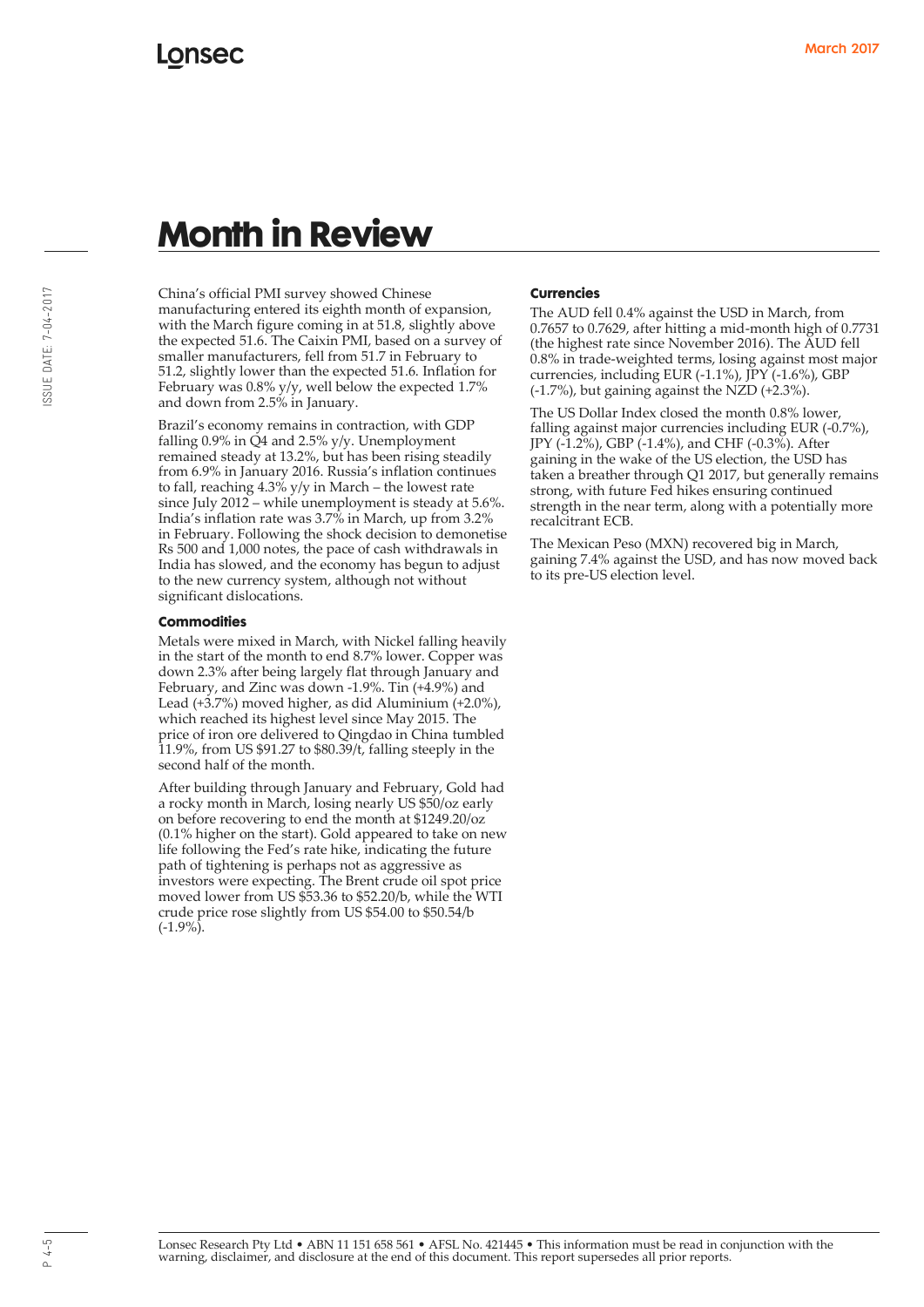# Month in Review

China's official PMI survey showed Chinese manufacturing entered its eighth month of expansion, with the March figure coming in at 51.8, slightly above the expected 51.6. The Caixin PMI, based on a survey of smaller manufacturers, fell from 51.7 in February to 51.2, slightly lower than the expected 51.6. Inflation for February was 0.8% y/y, well below the expected 1.7% and down from 2.5% in January.

Brazil's economy remains in contraction, with GDP falling 0.9% in Q4 and 2.5% y/y. Unemployment remained steady at 13.2%, but has been rising steadily from 6.9% in January 2016. Russia's inflation continues to fall, reaching 4.3% y/y in March – the lowest rate since July 2012 – while unemployment is steady at 5.6%. India's inflation rate was 3.7% in March, up from 3.2% in February. Following the shock decision to demonetise Rs 500 and 1,000 notes, the pace of cash withdrawals in India has slowed, and the economy has begun to adjust to the new currency system, although not without significant dislocations.

### Commodities

Metals were mixed in March, with Nickel falling heavily in the start of the month to end 8.7% lower. Copper was down 2.3% after being largely flat through January and February, and Zinc was down -1.9%. Tin (+4.9%) and Lead (+3.7%) moved higher, as did Aluminium (+2.0%), which reached its highest level since May 2015. The price of iron ore delivered to Qingdao in China tumbled 11.9%, from US $91.27 to $80.39/t, falling steeply in the second half of the month.

After building through January and February, Gold had a rocky month in March, losing nearly US $50/oz early on before recovering to end the month at $1249.20/oz (0.1% higher on the start). Gold appeared to take on new life following the Fed's rate hike, indicating the future path of tightening is perhaps not as aggressive as investors were expecting. The Brent crude oil spot price moved lower from US $53.36 to $52.20/b, while the WTI crude price rose slightly from US $54.00 to $50.54/b (-1.9%).

### Currencies

The AUD fell 0.4% against the USD in March, from 0.7657 to 0.7629, after hitting a mid-month high of 0.7731 (the highest rate since November 2016). The AUD fell 0.8% in trade-weighted terms, losing against most major currencies, including EUR (-1.1%), JPY (-1.6%), GBP (-1.7%), but gaining against the NZD (+2.3%).

The US Dollar Index closed the month 0.8% lower, falling against major currencies including EUR (-0.7%), JPY (-1.2%), GBP (-1.4%), and CHF (-0.3%). After gaining in the wake of the US election, the USD has taken a breather through Q1 2017, but generally remains strong, with future Fed hikes ensuring continued strength in the near term, along with a potentially more recalcitrant ECB.

The Mexican Peso (MXN) recovered big in March, gaining 7.4% against the USD, and has now moved back to its pre-US election level.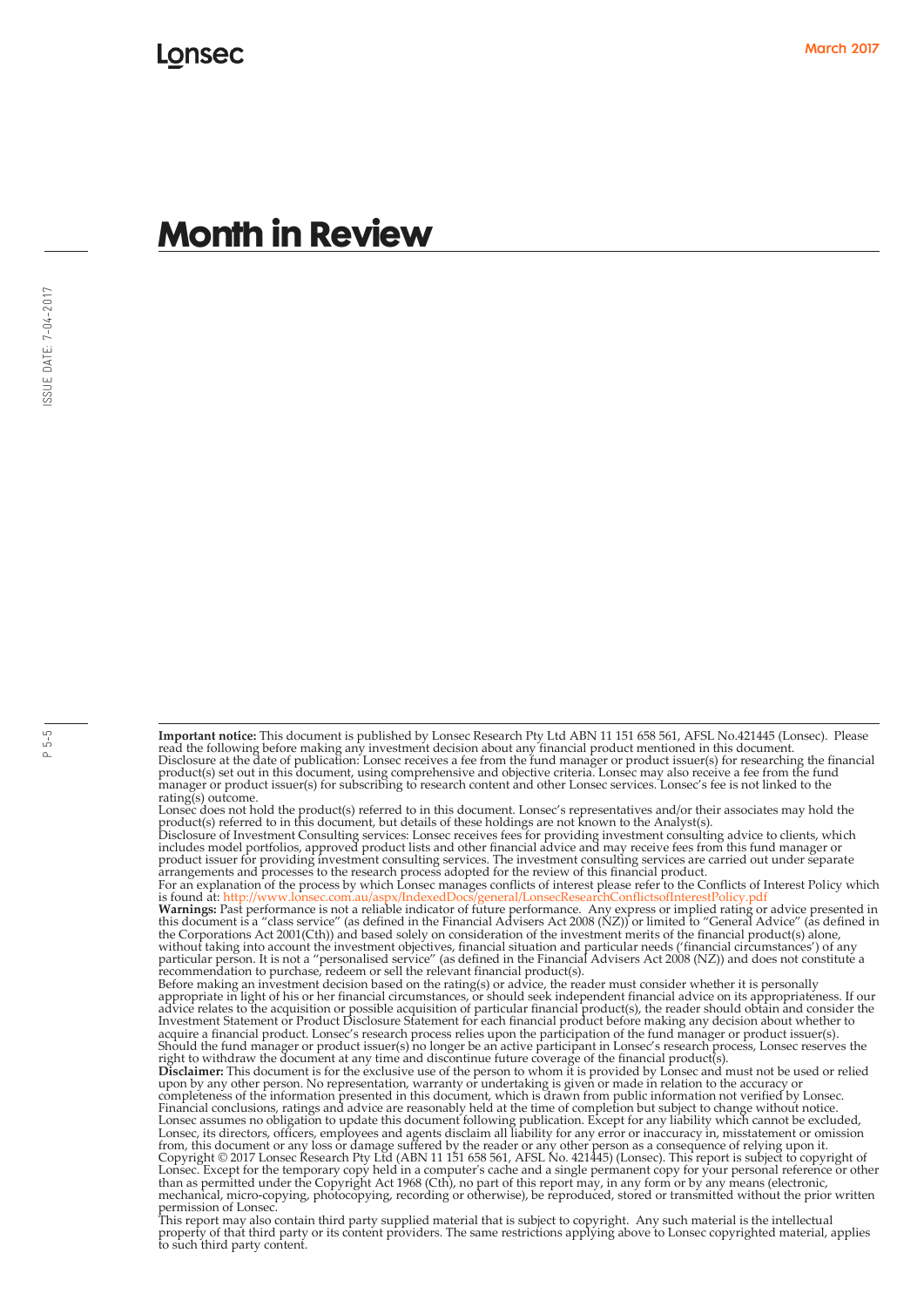# Month in Review

**Important notice:** This document is published by Lonsec Research Pty Ltd ABN 11 151 658 561, AFSL No.421445 (Lonsec). Please read the following before making any investment decision about any financial product mentioned in this document.
Disclosure at the date of publication: Lonsec receives a fee from the fund manager or product issuer(s) for researching the financial product(s) set out in this document, using comprehensive and objective criteria. Lonsec may also receive a fee from the fund manager or product issuer(s) for subscribing to research content and other Lonsec services. Lonsec's fee is not linked to the rating(s) outcome.
Lonsec does not hold the product(s) referred to in this document. Lonsec's representatives and/or their associates may hold the product(s) referred to in this document, but details of these holdings are not known to the Analyst(s).
Disclosure of Investment Consulting services: Lonsec receives fees for providing investment consulting advice to clients, which includes model portfolios, approved product lists and other financial advice and may receive fees from this fund manager or product issuer for providing investment consulting services. The investment consulting services are carried out under separate arrangements and processes to the research process adopted for the review of this financial product.
For an explanation of the process by which Lonsec manages conflicts of interest please refer to the Conflicts of Interest Policy which is found at: http://www.lonsec.com.au/aspx/IndexedDocs/general/LonsecResearchConflictsofInterestPolicy.pdf
**Warnings:** Past performance is not a reliable indicator of future performance. Any express or implied rating or advice presented in this document is a "class service" (as defined in the Financial Advisers Act 2008 (NZ)) or limited to "General Advice" (as defined in the Corporations Act 2001(Cth)) and based solely on consideration of the investment merits of the financial product(s) alone, without taking into account the investment objectives, financial situation and particular needs ('financial circumstances') of any particular person. It is not a "personalised service" (as defined in the Financial Advisers Act 2008 (NZ)) and does not constitute a recommendation to purchase, redeem or sell the relevant financial product(s).
Before making an investment decision based on the rating(s) or advice, the reader must consider whether it is personally appropriate in light of his or her financial circumstances, or should seek independent financial advice on its appropriateness. If our advice relates to the acquisition or possible acquisition of particular financial product(s), the reader should obtain and consider the Investment Statement or Product Disclosure Statement for each financial product before making any decision about whether to acquire a financial product. Lonsec's research process relies upon the participation of the fund manager or product issuer(s). Should the fund manager or product issuer(s) no longer be an active participant in Lonsec's research process, Lonsec reserves the right to withdraw the document at any time and discontinue future coverage of the financial product(s).
**Disclaimer:** This document is for the exclusive use of the person to whom it is provided by Lonsec and must not be used or relied upon by any other person. No representation, warranty or undertaking is given or made in relation to the accuracy or completeness of the information presented in this document, which is drawn from public information not verified by Lonsec. Financial conclusions, ratings and advice are reasonably held at the time of completion but subject to change without notice. Lonsec assumes no obligation to update this document following publication. Except for any liability which cannot be excluded, Lonsec, its directors, officers, employees and agents disclaim all liability for any error or inaccuracy in, misstatement or omission from, this document or any loss or damage suffered by the reader or any other person as a consequence of relying upon it.
Copyright © 2017 Lonsec Research Pty Ltd (ABN 11 151 658 561, AFSL No. 421445) (Lonsec). This report is subject to copyright of Lonsec. Except for the temporary copy held in a computer's cache and a single permanent copy for your personal reference or other than as permitted under the Copyright Act 1968 (Cth), no part of this report may, in any form or by any means (electronic, mechanical, micro-copying, photocopying, recording or otherwise), be reproduced, stored or transmitted without the prior written permission of Lonsec.
This report may also contain third party supplied material that is subject to copyright. Any such material is the intellectual property of that third party or its content providers. The same restrictions applying above to Lonsec copyrighted material, applies to such third party content.